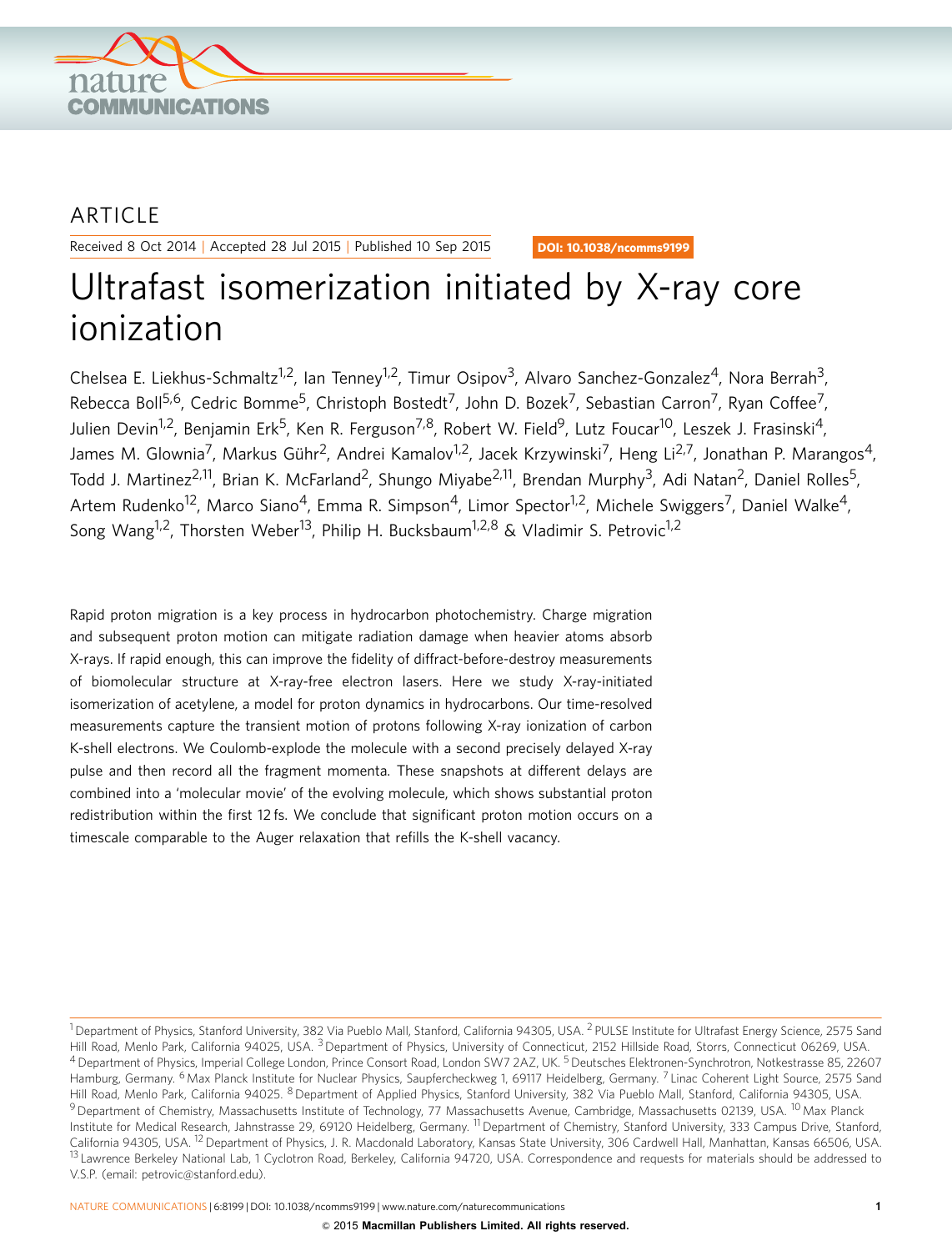ARTICLE

Received 8 Oct 2014 | Accepted 28 Jul 2015 | Published 10 Sep 2015

DOI: 10.1038/ncomms9199

# Ultrafast isomerization initiated by X-ray core ionization

Chelsea E. Liekhus-Schmaltz[1,2], Ian Tenney[1,2], Timur Osipov[3], Alvaro Sanchez-Gonzalez[4], Nora Berrah[3], Rebecca Boll[5,6], Cedric Bomme[5], Christoph Bostedt[7], John D. Bozek[7], Sebastian Carron[7], Ryan Coffee[7], Julien Devin[1,2], Benjamin Erk[5], Ken R. Ferguson[7,8], Robert W. Field[9], Lutz Foucar[10], Leszek J. Frasinski[4], James M. Glownia[7], Markus Gühr[2], Andrei Kamalov[1,2], Jacek Krzywinski[7], Heng Li[2,7], Jonathan P. Marangos[4], Todd J. Martinez[2,11], Brian K. McFarland[2], Shungo Miyabe[2,11], Brendan Murphy[3], Adi Natan[2], Daniel Rolles[5], Artem Rudenko[12], Marco Siano[4], Emma R. Simpson[4], Limor Spector[1,2], Michele Swiggers[7], Daniel Walke[4], Song Wang[1,2], Thorsten Weber[13], Philip H. Bucksbaum[1,2,8] & Vladimir S. Petrovic[1,2]

Rapid proton migration is a key process in hydrocarbon photochemistry. Charge migration and subsequent proton motion can mitigate radiation damage when heavier atoms absorb X-rays. If rapid enough, this can improve the fidelity of diffract-before-destroy measurements of biomolecular structure at X-ray-free electron lasers. Here we study X-ray-initiated isomerization of acetylene, a model for proton dynamics in hydrocarbons. Our time-resolved measurements capture the transient motion of protons following X-ray ionization of carbon K-shell electrons. We Coulomb-explode the molecule with a second precisely delayed X-ray pulse and then record all the fragment momenta. These snapshots at different delays are combined into a 'molecular movie' of the evolving molecule, which shows substantial proton redistribution within the first 12 fs. We conclude that significant proton motion occurs on a timescale comparable to the Auger relaxation that refills the K-shell vacancy.

[1] Department of Physics, Stanford University, 382 Via Pueblo Mall, Stanford, California 94305, USA. [2] PULSE Institute for Ultrafast Energy Science, 2575 Sand Hill Road, Menlo Park, California 94025, USA. [3] Department of Physics, University of Connecticut, 2152 Hillside Road, Storrs, Connecticut 06269, USA. [4] Department of Physics, Imperial College London, Prince Consort Road, London SW7 2AZ, UK. [5] Deutsches Elektronen-Synchrotron, Notkestrasse 85, 22607 Hamburg, Germany. [6] Max Planck Institute for Nuclear Physics, Saupfercheckweg 1, 69117 Heidelberg, Germany. [7] Linac Coherent Light Source, 2575 Sand Hill Road, Menlo Park, California 94025. [8] Department of Applied Physics, Stanford University, 382 Via Pueblo Mall, Stanford, California 94305, USA. [9] Department of Chemistry, Massachusetts Institute of Technology, 77 Massachusetts Avenue, Cambridge, Massachusetts 02139, USA. [10] Max Planck Institute for Medical Research, Jahnstrasse 29, 69120 Heidelberg, Germany. [11] Department of Chemistry, Stanford University, 333 Campus Drive, Stanford, California 94305, USA. [12] Department of Physics, J. R. Macdonald Laboratory, Kansas State University, 306 Cardwell Hall, Manhattan, Kansas 66506, USA. [13] Lawrence Berkeley National Lab, 1 Cyclotron Road, Berkeley, California 94720, USA. Correspondence and requests for materials should be addressed to V.S.P. (email: petrovic@stanford.edu).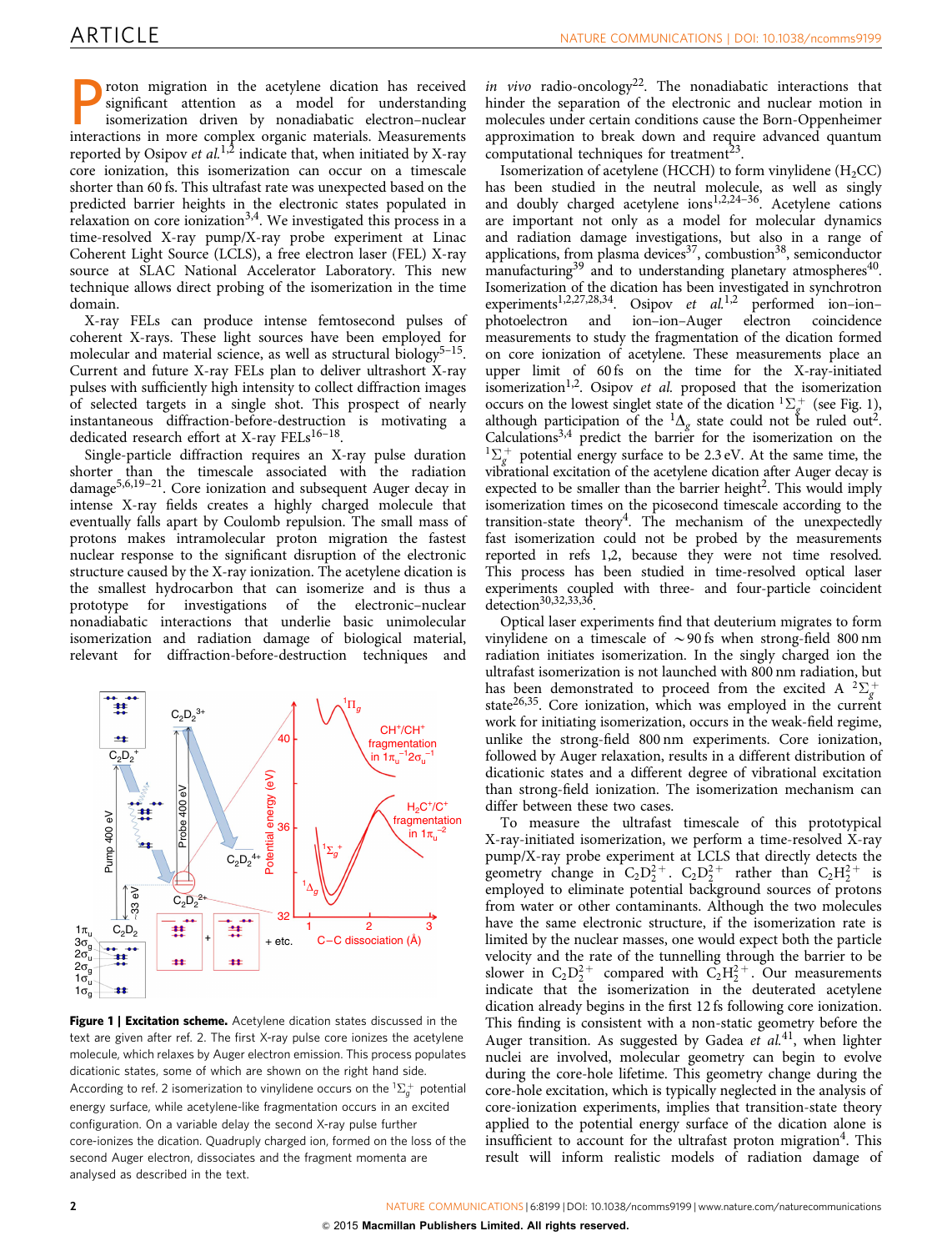Proton migration in the acetylene dication has received significant attention as a model for understanding isomerization driven by nonadiabatic electron–nuclear interactions in more complex organic materials. Measurements reported by Osipov *et al.*[1,2] indicate that, when initiated by X-ray core ionization, this isomerization can occur on a timescale shorter than 60 fs. This ultrafast rate was unexpected based on the predicted barrier heights in the electronic states populated in relaxation on core ionization[3,4]. We investigated this process in a time-resolved X-ray pump/X-ray probe experiment at Linac Coherent Light Source (LCLS), a free electron laser (FEL) X-ray source at SLAC National Accelerator Laboratory. This new technique allows direct probing of the isomerization in the time domain.

X-ray FELs can produce intense femtosecond pulses of coherent X-rays. These light sources have been employed for molecular and material science, as well as structural biology[5–15]. Current and future X-ray FELs plan to deliver ultrashort X-ray pulses with sufficiently high intensity to collect diffraction images of selected targets in a single shot. This prospect of nearly instantaneous diffraction-before-destruction is motivating a dedicated research effort at X-ray FELs[16–18].

Single-particle diffraction requires an X-ray pulse duration shorter than the timescale associated with the radiation damage[5,6,19–21]. Core ionization and subsequent Auger decay in intense X-ray fields creates a highly charged molecule that eventually falls apart by Coulomb repulsion. The small mass of protons makes intramolecular proton migration the fastest nuclear response to the significant disruption of the electronic structure caused by the X-ray ionization. The acetylene dication is the smallest hydrocarbon that can isomerize and is thus a prototype for investigations of the electronic–nuclear nonadiabatic interactions that underlie basic unimolecular isomerization and radiation damage of biological material, relevant for diffraction-before-destruction techniques and *in vivo* radio-oncology[22]. The nonadiabatic interactions that hinder the separation of the electronic and nuclear motion in molecules under certain conditions cause the Born-Oppenheimer approximation to break down and require advanced quantum computational techniques for treatment[23].

**Figure 1 | Excitation scheme.** Acetylene dication states discussed in the text are given after ref. 2. The first X-ray pulse core ionizes the acetylene molecule, which relaxes by Auger electron emission. This process populates dicationic states, some of which are shown on the right hand side. According to ref. 2 isomerization to vinylidene occurs on the $^1\Sigma_g^+$ potential energy surface, while acetylene-like fragmentation occurs in an excited configuration. On a variable delay the second X-ray pulse further core-ionizes the dication. Quadruply charged ion, formed on the loss of the second Auger electron, dissociates and the fragment momenta are analysed as described in the text.

Isomerization of acetylene (HCCH) to form vinylidene ($H_2CC$) has been studied in the neutral molecule, as well as singly and doubly charged acetylene ions[1,2,24–36]. Acetylene cations are important not only as a model for molecular dynamics and radiation damage investigations, but also in a range of applications, from plasma devices[37], combustion[38], semiconductor manufacturing[39] and to understanding planetary atmospheres[40]. Isomerization of the dication has been investigated in synchrotron experiments[1,2,27,28,34]. Osipov *et al.*[1,2] performed ion–ion–photoelectron and ion–ion–Auger electron coincidence measurements to study the fragmentation of the dication formed on core ionization of acetylene. These measurements place an upper limit of 60 fs on the time for the X-ray-initiated isomerization[1,2]. Osipov *et al.* proposed that the isomerization occurs on the lowest singlet state of the dication $^1\Sigma_g^+$ (see Fig. 1), although participation of the $^1\Delta_g$ state could not be ruled out[2]. Calculations[3,4] predict the barrier for the isomerization on the $^1\Sigma_g^+$ potential energy surface to be 2.3 eV. At the same time, the vibrational excitation of the acetylene dication after Auger decay is expected to be smaller than the barrier height[2]. This would imply isomerization times on the picosecond timescale according to the transition-state theory[4]. The mechanism of the unexpectedly fast isomerization could not be probed by the measurements reported in refs 1,2, because they were not time resolved. This process has been studied in time-resolved optical laser experiments coupled with three- and four-particle coincident detection[30,32,33,36].

Optical laser experiments find that deuterium migrates to form vinylidene on a timescale of ~90 fs when strong-field 800 nm radiation initiates isomerization. In the singly charged ion the ultrafast isomerization is not launched with 800 nm radiation, but has been demonstrated to proceed from the excited A $^2\Sigma_g^+$ state[26,35]. Core ionization, which was employed in the current work for initiating isomerization, occurs in the weak-field regime, unlike the strong-field 800 nm experiments. Core ionization, followed by Auger relaxation, results in a different distribution of dicationic states and a different degree of vibrational excitation than strong-field ionization. The isomerization mechanism can differ between these two cases.

To measure the ultrafast timescale of this prototypical X-ray-initiated isomerization, we perform a time-resolved X-ray pump/X-ray probe experiment at LCLS that directly detects the geometry change in $C_2D_2^{2+}$. $C_2D_2^{2+}$ rather than $C_2H_2^{2+}$ is employed to eliminate potential background sources of protons from water or other contaminants. Although the two molecules have the same electronic structure, if the isomerization rate is limited by the nuclear masses, one would expect both the particle velocity and the rate of the tunnelling through the barrier to be slower in $C_2D_2^{2+}$ compared with $C_2H_2^{2+}$. Our measurements indicate that the isomerization in the deuterated acetylene dication already begins in the first 12 fs following core ionization. This finding is consistent with a non-static geometry before the Auger transition. As suggested by Gadea *et al.*[41], when lighter nuclei are involved, molecular geometry can begin to evolve during the core-hole lifetime. This geometry change during the core-hole excitation, which is typically neglected in the analysis of core-ionization experiments, implies that transition-state theory applied to the potential energy surface of the dication is insufficient to account for the ultrafast proton migration[4]. This result will inform realistic models of radiation damage of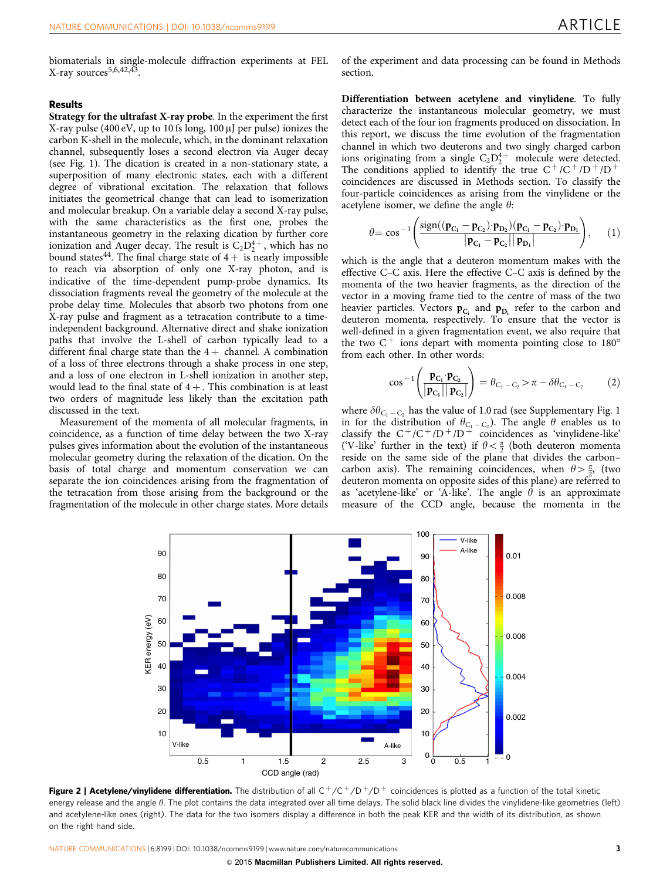biomaterials in single-molecule diffraction experiments at FEL X-ray sources[5,6,42,43].

## Results

**Strategy for the ultrafast X-ray probe**. In the experiment the first X-ray pulse (400 eV, up to 10 fs long, 100 μJ per pulse) ionizes the carbon K-shell in the molecule, which, in the dominant relaxation channel, subsequently loses a second electron via Auger decay (see Fig. 1). The dication is created in a non-stationary state, a superposition of many electronic states, each with a different degree of vibrational excitation. The relaxation that follows initiates the geometrical change that can lead to isomerization and molecular breakup. On a variable delay a second X-ray pulse, with the same characteristics as the first one, probes the instantaneous geometry in the relaxing dication by further core ionization and Auger decay. The result is $C_2D_2^{4+}$, which has no bound states[44]. The final charge state of 4+ is nearly impossible to reach via absorption of only one X-ray photon, and is indicative of the time-dependent pump-probe dynamics. Its dissociation fragments reveal the geometry of the molecule at the probe delay time. Molecules that absorb two photons from one X-ray pulse and fragment as a tetracation contribute to a time-independent background. Alternative direct and shake ionization paths that involve the L-shell of carbon typically lead to a different final charge state than the 4+ channel. A combination of a loss of three electrons through a shake process in one step, and a loss of one electron in L-shell ionization in another step, would lead to the final state of 4+. This combination is at least two orders of magnitude less likely than the excitation path discussed in the text.

Measurement of the momenta of all molecular fragments, in coincidence, as a function of time delay between the two X-ray pulses gives information about the evolution of the instantaneous molecular geometry during the relaxation of the dication. On the basis of total charge and momentum conservation we can separate the ion coincidences arising from the fragmentation of the tetracation from those arising from the background or the fragmentation of the molecule in other charge states. More details of the experiment and data processing can be found in Methods section.

**Differentiation between acetylene and vinylidene**. To fully characterize the instantaneous molecular geometry, we must detect each of the four ion fragments produced on dissociation. In this report, we discuss the time evolution of the fragmentation channel in which two deuterons and two singly charged carbon ions originating from a single $C_2D_2^{4+}$ molecule were detected. The conditions applied to identify the true $C^+/C^+/D^+/D^+$ coincidences are discussed in Methods section. To classify the four-particle coincidences as arising from the vinylidene or the acetylene isomer, we define the angle $\theta$:

$$\theta = \cos^{-1}\left(\frac{\mathrm{sign}((\mathbf{p}_{C_1} - \mathbf{p}_{C_2})\cdot\mathbf{p}_{D_2})(\mathbf{p}_{C_1} - \mathbf{p}_{C_2})\cdot\mathbf{p}_{D_1}}{|\mathbf{p}_{C_1} - \mathbf{p}_{C_2}||\mathbf{p}_{D_1}|}\right), \quad (1)$$

which is the angle that a deuteron momentum makes with the effective C–C axis. Here the effective C–C axis is defined by the momenta of the two heavier fragments, as the direction of the vector in a moving frame tied to the centre of mass of the two heavier particles. Vectors $\mathbf{p}_{C_i}$ and $\mathbf{p}_{D_i}$ refer to the carbon and deuteron momenta, respectively. To ensure that the vector is well-defined in a given fragmentation event, we also require that the two $C^+$ ions depart with momenta pointing close to 180° from each other. In other words:

$$\cos^{-1}\left(\frac{\mathbf{p}_{C_1}\cdot\mathbf{p}_{C_2}}{|\mathbf{p}_{C_1}||\mathbf{p}_{C_2}|}\right) = \theta_{C_1-C_2} > \pi - \delta\theta_{C_1-C_2} \quad (2)$$

where $\delta\theta_{C_1-C_2}$ has the value of 1.0 rad (see Supplementary Fig. 1 in for the distribution of $\theta_{C_1-C_2}$). The angle $\theta$ enables us to classify the $C^+/C^+/D^+/D^+$ coincidences as 'vinylidene-like' ('V-like' further in the text) if $\theta < \frac{\pi}{2}$ (both deuteron momenta reside on the same side of the plane that divides the carbon–carbon axis). The remaining coincidences, when $\theta > \frac{\pi}{2}$, (two deuteron momenta on opposite sides of this plane) are referred to as 'acetylene-like' or 'A-like'. The angle $\theta$ is an approximate measure of the CCD angle, because the momenta in the

V-like
A-like
KER energy (eV)
CCD angle (rad)
0.5 1 1.5 2 2.5 3
10 20 30 40 50 60 70 80 90
0 10 20 30 40 50 60 70 80 90 100
0 0.5 1
V-like
A-like
0 0.002 0.004 0.006 0.008 0.01

**Figure 2 | Acetylene/vinylidene differentiation.** The distribution of all $C^+/C^+/D^+/D^+$ coincidences is plotted as a function of the total kinetic energy release and the angle $\theta$. The plot contains the data integrated over all time delays. The solid black line divides the vinylidene-like geometries (left) and acetylene-like ones (right). The data for the two isomers display a difference in both the peak KER and the width of its distribution, as shown on the right hand side.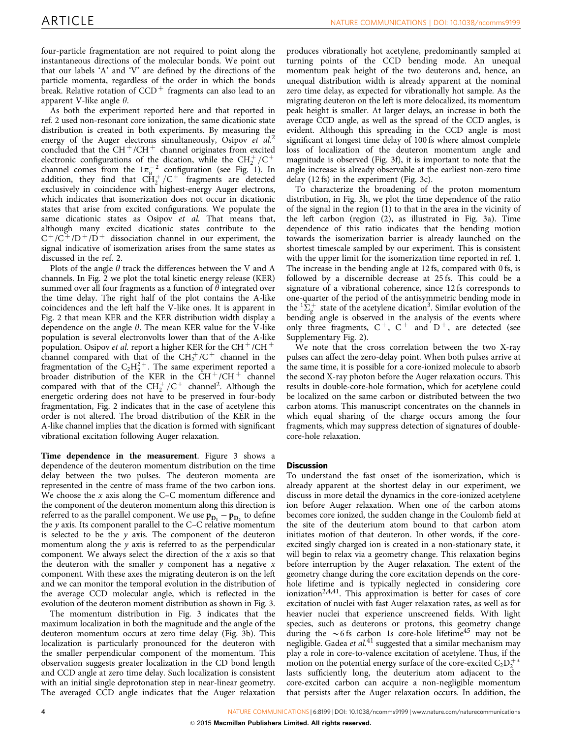four-particle fragmentation are not required to point along the instantaneous directions of the molecular bonds. We point out that our labels 'A' and 'V' are defined by the directions of the particle momenta, regardless of the order in which the bonds break. Relative rotation of $CCD^+$ fragments can also lead to an apparent V-like angle $\theta$.

As both the experiment reported here and that reported in ref. 2 used non-resonant core ionization, the same dicationic state distribution is created in both experiments. By measuring the energy of the Auger electrons simultaneously, Osipov *et al.*[2] concluded that the $CH^+/CH^+$ channel originates from excited electronic configurations of the dication, while the $CH_2^+/C^+$ channel comes from the $1\pi_u^{-2}$ configuration (see Fig. 1). In addition, they find that $CH_2^+/C^+$ fragments are detected exclusively in coincidence with highest-energy Auger electrons, which indicates that isomerization does not occur in dicationic states that arise from excited configurations. We populate the same dicationic states as Osipov *et al.* That means that, although many excited dicationic states contribute to the $C^+/C^+/D^+/D^+$ dissociation channel in our experiment, the signal indicative of isomerization arises from the same states as discussed in the ref. 2.

Plots of the angle $\theta$ track the differences between the V and A channels. In Fig. 2 we plot the total kinetic energy release (KER) summed over all four fragments as a function of $\theta$ integrated over the time delay. The right half of the plot contains the A-like coincidences and the left half the V-like ones. It is apparent in Fig. 2 that mean KER and the KER distribution width display a dependence on the angle $\theta$. The mean KER value for the V-like population is several electronvolts lower than that of the A-like population. Osipov *et al.* report a higher KER for the $CH^+/CH^+$ channel compared with that of the $CH_2^+/C^+$ channel in the fragmentation of the $C_2H_2^{2+}$. The same experiment reported a broader distribution of the KER in the $CH^+/CH^+$ channel compared with that of the $CH_2^+/C^+$ channel[2]. Although the energetic ordering does not have to be preserved in four-body fragmentation, Fig. 2 indicates that in the case of acetylene this order is not altered. The broad distribution of the KER in the A-like channel implies that the dication is formed with significant vibrational excitation following Auger relaxation.

**Time dependence in the measurement**. Figure 3 shows a dependence of the deuteron momentum distribution on the time delay between the two pulses. The deuteron momenta are represented in the centre of mass frame of the two carbon ions. We choose the $x$ axis along the C–C momentum difference and the component of the deuteron momentum along this direction is referred to as the parallel component. We use $\mathbf{p}_{D_1} - \mathbf{p}_{D_2}$ to define the $y$ axis. Its component parallel to the C–C relative momentum is selected to be the $y$ axis. The component of the deuteron momentum along the $y$ axis is referred to as the perpendicular component. We always select the direction of the $x$ axis so that the deuteron with the smaller $y$ component has a negative $x$ component. With these axes the migrating deuteron is on the left and we can monitor the temporal evolution in the distribution of the average CCD molecular angle, which is reflected in the evolution of the deuteron moment distribution as shown in Fig. 3.

The momentum distribution in Fig. 3 indicates that the maximum localization in both the magnitude and the angle of the deuteron momentum occurs at zero time delay (Fig. 3b). This localization is particularly pronounced for the deuteron with the smaller perpendicular component of the momentum. This observation suggests greater localization in the CD bond length and CCD angle at zero time delay. Such localization is consistent with an initial single deprotonation step in near-linear geometry. The averaged CCD angle indicates that the Auger relaxation produces vibrationally hot acetylene, predominantly sampled at turning points of the CCD bending mode. An unequal momentum peak height of the two deuterons and, hence, an unequal distribution width is already apparent at the nominal zero time delay, as expected for vibrationally hot sample. As the migrating deuteron on the left is more delocalized, its momentum peak height is smaller. At larger delays, an increase in both the average CCD angle, as well as the spread of the CCD angles, is evident. Although this spreading in the CCD angle is most significant at longest time delay of 100 fs where almost complete loss of localization of the deuteron momentum angle and magnitude is observed (Fig. 3f), it is important to note that the angle increase is already observable at the earliest non-zero time delay (12 fs) in the experiment (Fig. 3c).

To characterize the broadening of the proton momentum distribution, in Fig. 3h, we plot the time dependence of the ratio of the signal in the region (1) to that in the area in the vicinity of the left carbon (region (2), as illustrated in Fig. 3a). Time dependence of this ratio indicates that the bending motion towards the isomerization barrier is already launched on the shortest timescale sampled by our experiment. This is consistent with the upper limit for the isomerization time reported in ref. 1. The increase in the bending angle at 12 fs, compared with 0 fs, is followed by a discernible decrease at 25 fs. This could be a signature of a vibrational coherence, since 12 fs corresponds to one-quarter of the period of the antisymmetric bending mode in the ${}^1\Sigma_g^+$ state of the acetylene dication[3]. Similar evolution of the bending angle is observed in the analysis of the events where only three fragments, $C^+$, $C^+$ and $D^+$, are detected (see Supplementary Fig. 2).

We note that the cross correlation between the two X-ray pulses can affect the zero-delay point. When both pulses arrive at the same time, it is possible for a core-ionized molecule to absorb the second X-ray photon before the Auger relaxation occurs. This results in double-core-hole formation, which for acetylene could be localized on the same carbon or distributed between the two carbon atoms. This manuscript concentrates on the channels in which equal sharing of the charge occurs among the four fragments, which may suppress detection of signatures of double-core-hole relaxation.

## Discussion

To understand the fast onset of the isomerization, which is already apparent at the shortest delay in our experiment, we discuss in more detail the dynamics in the core-ionized acetylene ion before Auger relaxation. When one of the carbon atoms becomes core ionized, the sudden change in the Coulomb field at the site of the deuterium atom bound to that carbon atom initiates motion of that deuteron. In other words, if the core-excited singly charged ion is created in a non-stationary state, it will begin to relax via a geometry change. This relaxation begins before interruption by the Auger relaxation. The extent of the geometry change during the core excitation depends on the core-hole lifetime and is typically neglected in considering core ionization[2,4,41]. This approximation is better for cases of core excitation of nuclei with fast Auger relaxation rates, as well as for heavier nuclei that experience unscreened fields. With light species, such as deuterons or protons, this geometry change during the $\sim$6 fs carbon 1*s* core-hole lifetime[45] may not be negligible. Gadea *et al.*[41] suggested that a similar mechanism may play a role in core-to-valence excitation of acetylene. Thus, if the motion on the potential energy surface of the core-excited $C_2D_2^{+*}$ lasts sufficiently long, the deuterium atom adjacent to the core-excited carbon can acquire a non-negligible momentum that persists after the Auger relaxation occurs. In addition, the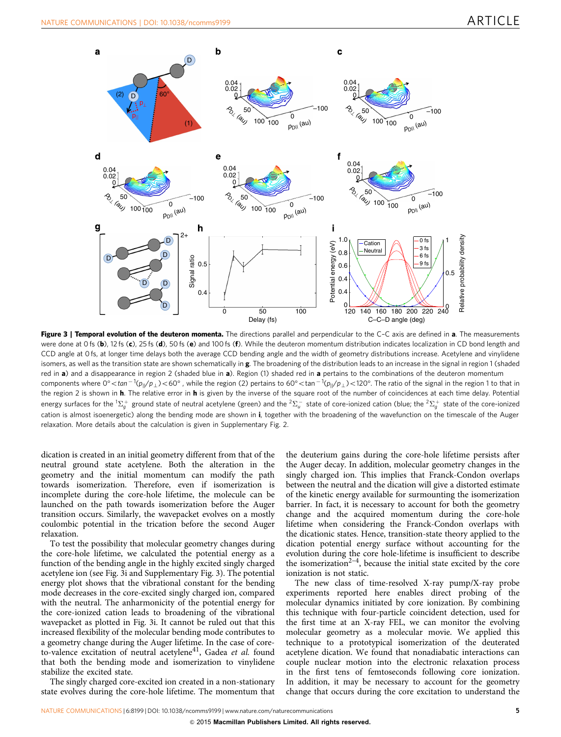a

(2) D $p_\perp$ $p_\parallel$ 60° (1) D

b

0.04
0.02
0
$p_{D\perp}$ (au) 50 100 100 0 −100 $p_{D\parallel}$ (au)

c

0.04
0.02
0
$p_{D\perp}$ (au) 50 100 100 0 −100 $p_{D\parallel}$ (au)

d

0.04
0.02
0
$p_{D\perp}$ (au) 50 100 100 0 −100 $p_{D\parallel}$ (au)

e

0.04
0.02
0
$p_{D\perp}$ (au) 50 100 100 0 −100 $p_{D\parallel}$ (au)

f

0.04
0.02
0
$p_{D\perp}$ (au) 50 100 100 0 −100 $p_{D\parallel}$ (au)

g

2+
D D D D D D D D

h

Signal ratio
0.5
0.4
0 50 100
Delay (fs)

i

Potential energy (eV)
1.0
0.8
0.6
0.4
0.4
0
Cation
Neutral
0 fs
3 fs
6 fs
9 fs
1
0.5
0
Relative probability density
120 140 160 180 200 220 240
C–C–D angle (deg)

**Figure 3 | Temporal evolution of the deuteron momenta.** The directions parallel and perpendicular to the C–C axis are defined in **a**. The measurements were done at 0 fs (**b**), 12 fs (**c**), 25 fs (**d**), 50 fs (**e**) and 100 fs (**f**). While the deuteron momentum distribution indicates localization in CD bond length and CCD angle at 0 fs, at longer time delays both the average CCD bending angle and the width of geometry distributions increase. Acetylene and vinylidene isomers, as well as the transition state are shown schematically in **g**. The broadening of the distribution leads to an increase in the signal in region 1 (shaded red in **a**) and a disappearance in region 2 (shaded blue in **a**). Region (1) shaded red in **a** pertains to the combinations of the deuteron momentum components where $0° < \tan^{-1}(p_\parallel/p_\perp) < 60°$, while the region (2) pertains to $60° < \tan^{-1}(p_\parallel/p_\perp) < 120°$. The ratio of the signal in the region 1 to that in the region 2 is shown in **h**. The relative error in **h** is given by the inverse of the square root of the number of coincidences at each time delay. Potential energy surfaces for the $^1\Sigma_g^+$ ground state of neutral acetylene (green) and the $^2\Sigma_u^-$ state of core-ionized cation (blue; the $^2\Sigma_g^+$ state of the core-ionized cation is almost isoenergetic) along the bending mode are shown in **i**, together with the broadening of the wavefunction on the timescale of the Auger relaxation. More details about the calculation is given in Supplementary Fig. 2.

dication is created in an initial geometry different from that of the neutral ground state acetylene. Both the alteration in the geometry and the initial momentum can modify the path towards isomerization. Therefore, even if isomerization is incomplete during the core-hole lifetime, the molecule can be launched on the path towards isomerization before the Auger transition occurs. Similarly, the wavepacket evolves on a mostly coulombic potential in the trication before the second Auger relaxation.

To test the possibility that molecular geometry changes during the core-hole lifetime, we calculated the potential energy as a function of the bending angle in the highly excited singly charged acetylene ion (see Fig. 3i and Supplementary Fig. 3). The potential energy plot shows that the vibrational constant for the bending mode decreases in the core-excited singly charged ion, compared with the neutral. The anharmonicity of the potential energy for the core-ionized cation leads to broadening of the vibrational wavepacket as plotted in Fig. 3i. It cannot be ruled out that this increased flexibility of the molecular bending mode contributes to a geometry change during the Auger lifetime. In the case of core-to-valence excitation of neutral acetylene[41], Gadea *et al.* found that both the bending mode and isomerization to vinylidene stabilize the excited state.

The singly charged core-excited ion created in a non-stationary state evolves during the core-hole lifetime. The momentum that the deuterium gains during the core-hole lifetime persists after the Auger decay. In addition, molecular geometry changes in the singly charged ion. This implies that Franck-Condon overlaps between the neutral and the dication will give a distorted estimate of the kinetic energy available for surmounting the isomerization barrier. In fact, it is necessary to account for both the geometry change and the acquired momentum during the core-hole lifetime when considering the Franck-Condon overlaps with the dicationic states. Hence, transition-state theory applied to the dication potential energy surface without accounting for the evolution during the core hole-lifetime is insufficient to describe the isomerization[2–4], because the initial state excited by the core ionization is not static.

The new class of time-resolved X-ray pump/X-ray probe experiments reported here enables direct probing of the molecular dynamics initiated by core ionization. By combining this technique with four-particle coincident detection, used for the first time at an X-ray FEL, we can monitor the evolving molecular geometry as a molecular movie. We applied this technique to a prototypical isomerization of the deuterated acetylene dication. We found that nonadiabatic interactions can couple nuclear motion into the electronic relaxation process in the first tens of femtoseconds following core ionization. In addition, it may be necessary to account for the geometry change that occurs during the core excitation to understand the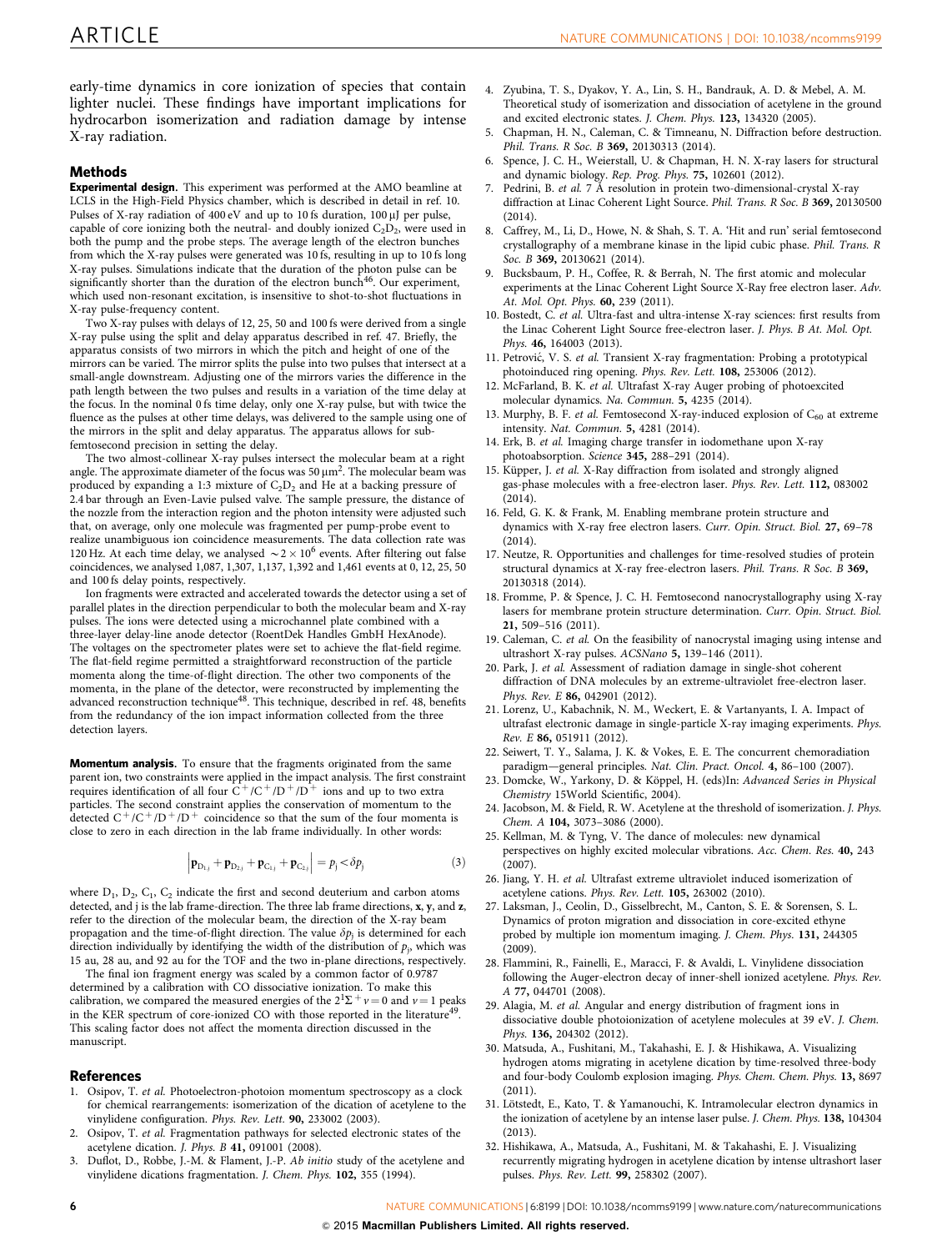early-time dynamics in core ionization of species that contain lighter nuclei. These findings have important implications for hydrocarbon isomerization and radiation damage by intense X-ray radiation.

## Methods

**Experimental design.** This experiment was performed at the AMO beamline at LCLS in the High-Field Physics chamber, which is described in detail in ref. 10. Pulses of X-ray radiation of 400 eV and up to 10 fs duration, 100 μJ per pulse, capable of core ionizing both the neutral- and doubly ionized $C_2D_2$, were used in both the pump and the probe steps. The average length of the electron bunches from which the X-ray pulses were generated was 10 fs, resulting in up to 10 fs long X-ray pulses. Simulations indicate that the duration of the photon pulse can be significantly shorter than the duration of the electron bunch[46]. Our experiment, which used non-resonant excitation, is insensitive to shot-to-shot fluctuations in X-ray pulse-frequency content.

Two X-ray pulses with delays of 12, 25, 50 and 100 fs were derived from a single X-ray pulse using the split and delay apparatus described in ref. 47. Briefly, the apparatus consists of two mirrors in which the pitch and height of one of the mirrors can be varied. The mirror splits the pulse into two pulses that intersect at a small-angle downstream. Adjusting one of the mirrors varies the difference in the path length between the two pulses and results in a variation of the time delay at the focus. In the nominal 0 fs time delay, only one X-ray pulse, but with twice the fluence as the pulses at other time delays, was delivered to the sample using one of the mirrors in the split and delay apparatus. The apparatus allows for sub-femtosecond precision in setting the delay.

The two almost-collinear X-ray pulses intersect the molecular beam at a right angle. The approximate diameter of the focus was 50 μm². The molecular beam was produced by expanding a 1:3 mixture of $C_2D_2$ and He at a backing pressure of 2.4 bar through an Even-Lavie pulsed valve. The sample pressure, the distance of the nozzle from the interaction region and the photon intensity were adjusted such that, on average, only one molecule was fragmented per pump-probe event to realize unambiguous ion coincidence measurements. The data collection rate was 120 Hz. At each time delay, we analysed $\sim 2 \times 10^6$ events. After filtering out false coincidences, we analysed 1,087, 1,307, 1,137, 1,392 and 1,461 events at 0, 12, 25, 50 and 100 fs delay points, respectively.

Ion fragments were extracted and accelerated towards the detector using a set of parallel plates in the direction perpendicular to both the molecular beam and X-ray pulses. The ions were detected using a microchannel plate combined with a three-layer delay-line anode detector (RoentDek Handles GmbH HexAnode). The voltages on the spectrometer plates were set to achieve the flat-field regime. The flat-field regime permitted a straightforward reconstruction of the particle momenta along the time-of-flight direction. The other two components of the momenta, in the plane of the detector, were reconstructed by implementing the advanced reconstruction technique[48]. This technique, described in ref. 48, benefits from the redundancy of the ion impact information collected from the three detection layers.

**Momentum analysis.** To ensure that the fragments originated from the same parent ion, two constraints were applied in the impact analysis. The first constraint requires identification of all four $C^+/C^+/D^+/D^+$ ions and up to two extra particles. The second constraint applies the conservation of momentum to the detected $C^+/C^+/D^+/D^+$ coincidence so that the sum of the four momenta is close to zero in each direction in the lab frame individually. In other words:

$$\left|\mathbf{p}_{D_{1,j}} + \mathbf{p}_{D_{2,j}} + \mathbf{p}_{C_{1,j}} + \mathbf{p}_{C_{2,j}}\right| = p_j < \delta p_j \qquad (3)$$

where $D_1$, $D_2$, $C_1$, $C_2$ indicate the first and second deuterium and carbon atoms detected, and j is the lab frame-direction. The three lab frame directions, **x**, **y**, and **z**, refer to the direction of the molecular beam, the direction of the X-ray beam propagation and the time-of-flight direction. The value $\delta p_j$ is determined for each direction individually by identifying the width of the distribution of $p_j$, which was 15 au, 28 au, and 92 au for the TOF and the two in-plane directions, respectively.

The final ion fragment energy was scaled by a common factor of 0.9787 determined by a calibration with CO dissociative ionization. To make this calibration, we compared the measured energies of the $2^1\Sigma^+$ $v=0$ and $v=1$ peaks in the KER spectrum of core-ionized CO with those reported in the literature[49]. This scaling factor does not affect the momenta direction discussed in the manuscript.

## References

1. Osipov, T. *et al.* Photoelectron-photoion momentum spectroscopy as a clock for chemical rearrangements: isomerization of the dication of acetylene to the vinylidene configuration. *Phys. Rev. Lett.* **90,** 233002 (2003).
2. Osipov, T. *et al.* Fragmentation pathways for selected electronic states of the acetylene dication. *J. Phys. B* **41,** 091001 (2008).
3. Duflot, D., Robbe, J.-M. & Flament, J.-P. *Ab initio* study of the acetylene and vinylidene dications fragmentation. *J. Chem. Phys.* **102,** 355 (1994).
4. Zyubina, T. S., Dyakov, Y. A., Lin, S. H., Bandrauk, A. D. & Mebel, A. M. Theoretical study of isomerization and dissociation of acetylene in the ground and excited electronic states. *J. Chem. Phys.* **123,** 134320 (2005).
5. Chapman, H. N., Caleman, C. & Timneanu, N. Diffraction before destruction. *Phil. Trans. R Soc. B* **369,** 20130313 (2014).
6. Spence, J. C. H., Weierstall, U. & Chapman, H. N. X-ray lasers for structural and dynamic biology. *Rep. Prog. Phys.* **75,** 102601 (2012).
7. Pedrini, B. *et al.* 7 Å resolution in protein two-dimensional-crystal X-ray diffraction at Linac Coherent Light Source. *Phil. Trans. R Soc. B* **369,** 20130500 (2014).
8. Caffrey, M., Li, D., Howe, N. & Shah, S. T. A. 'Hit and run' serial femtosecond crystallography of a membrane kinase in the lipid cubic phase. *Phil. Trans. R Soc. B* **369,** 20130621 (2014).
9. Bucksbaum, P. H., Coffee, R. & Berrah, N. The first atomic and molecular experiments at the Linac Coherent Light Source X-Ray free electron laser. *Adv. At. Mol. Opt. Phys.* **60,** 239 (2011).
10. Bostedt, C. *et al.* Ultra-fast and ultra-intense X-ray sciences: first results from the Linac Coherent Light Source free-electron laser. *J. Phys. B At. Mol. Opt. Phys.* **46,** 164003 (2013).
11. Petrović, V. S. *et al.* Transient X-ray fragmentation: Probing a prototypical photoinduced ring opening. *Phys. Rev. Lett.* **108,** 253006 (2012).
12. McFarland, B. K. *et al.* Ultrafast X-ray Auger probing of photoexcited molecular dynamics. *Na. Commun.* **5,** 4235 (2014).
13. Murphy, B. F. *et al.* Femtosecond X-ray-induced explosion of $C_{60}$ at extreme intensity. *Nat. Commun.* **5,** 4281 (2014).
14. Erk, B. *et al.* Imaging charge transfer in iodomethane upon X-ray photoabsorption. *Science* **345,** 288–291 (2014).
15. Küpper, J. *et al.* X-Ray diffraction from isolated and strongly aligned gas-phase molecules with a free-electron laser. *Phys. Rev. Lett.* **112,** 083002 (2014).
16. Feld, G. K. & Frank, M. Enabling membrane protein structure and dynamics with X-ray free electron lasers. *Curr. Opin. Struct. Biol.* **27,** 69–78 (2014).
17. Neutze, R. Opportunities and challenges for time-resolved studies of protein structural dynamics at X-ray free-electron lasers. *Phil. Trans. R Soc. B* **369,** 20130318 (2014).
18. Fromme, P. & Spence, J. C. H. Femtosecond nanocrystallography using X-ray lasers for membrane protein structure determination. *Curr. Opin. Struct. Biol.* **21,** 509–516 (2011).
19. Caleman, C. *et al.* On the feasibility of nanocrystal imaging using intense and ultrashort X-ray pulses. *ACSNano* **5,** 139–146 (2011).
20. Park, J. *et al.* Assessment of radiation damage in single-shot coherent diffraction of DNA molecules by an extreme-ultraviolet free-electron laser. *Phys. Rev. E* **86,** 042901 (2012).
21. Lorenz, U., Kabachnik, N. M., Weckert, E. & Vartanyants, I. A. Impact of ultrafast electronic damage in single-particle X-ray imaging experiments. *Phys. Rev. E* **86,** 051911 (2012).
22. Seiwert, T. Y., Salama, J. K. & Vokes, E. E. The concurrent chemoradiation paradigm—general principles. *Nat. Clin. Pract. Oncol.* **4,** 86–100 (2007).
23. Domcke, W., Yarkony, D. & Köppel, H. (eds)In: *Advanced Series in Physical Chemistry* 15World Scientific, 2004).
24. Jacobson, M. & Field, R. W. Acetylene at the threshold of isomerization. *J. Phys. Chem. A* **104,** 3073–3086 (2000).
25. Kellman, M. & Tyng, V. The dance of molecules: new dynamical perspectives on highly excited molecular vibrations. *Acc. Chem. Res.* **40,** 243 (2007).
26. Jiang, Y. H. *et al.* Ultrafast extreme ultraviolet induced isomerization of acetylene cations. *Phys. Rev. Lett.* **105,** 263002 (2010).
27. Laksman, J., Ceolin, D., Gisselbrecht, M., Canton, S. E. & Sorensen, S. L. Dynamics of proton migration and dissociation in core-excited ethyne probed by multiple ion momentum imaging. *J. Chem. Phys.* **131,** 244305 (2009).
28. Flammini, R., Fainelli, E., Maracci, F. & Avaldi, L. Vinylidene dissociation following the Auger-electron decay of inner-shell ionized acetylene. *Phys. Rev. A* **77,** 044701 (2008).
29. Alagia, M. *et al.* Angular and energy distribution of fragment ions in dissociative double photoionization of acetylene molecules at 39 eV. *J. Chem. Phys.* **136,** 204302 (2012).
30. Matsuda, A., Fushitani, M., Takahashi, E. J. & Hishikawa, A. Visualizing hydrogen atoms migrating in acetylene dication by time-resolved three-body and four-body Coulomb explosion imaging. *Phys. Chem. Chem. Phys.* **13,** 8697 (2011).
31. Lötstedt, E., Kato, T. & Yamanouchi, K. Intramolecular electron dynamics in the ionization of acetylene by an intense laser pulse. *J. Chem. Phys.* **138,** 104304 (2013).
32. Hishikawa, A., Matsuda, A., Fushitani, M. & Takahashi, E. J. Visualizing recurrently migrating hydrogen in acetylene dication by intense ultrashort laser pulses. *Phys. Rev. Lett.* **99,** 258302 (2007).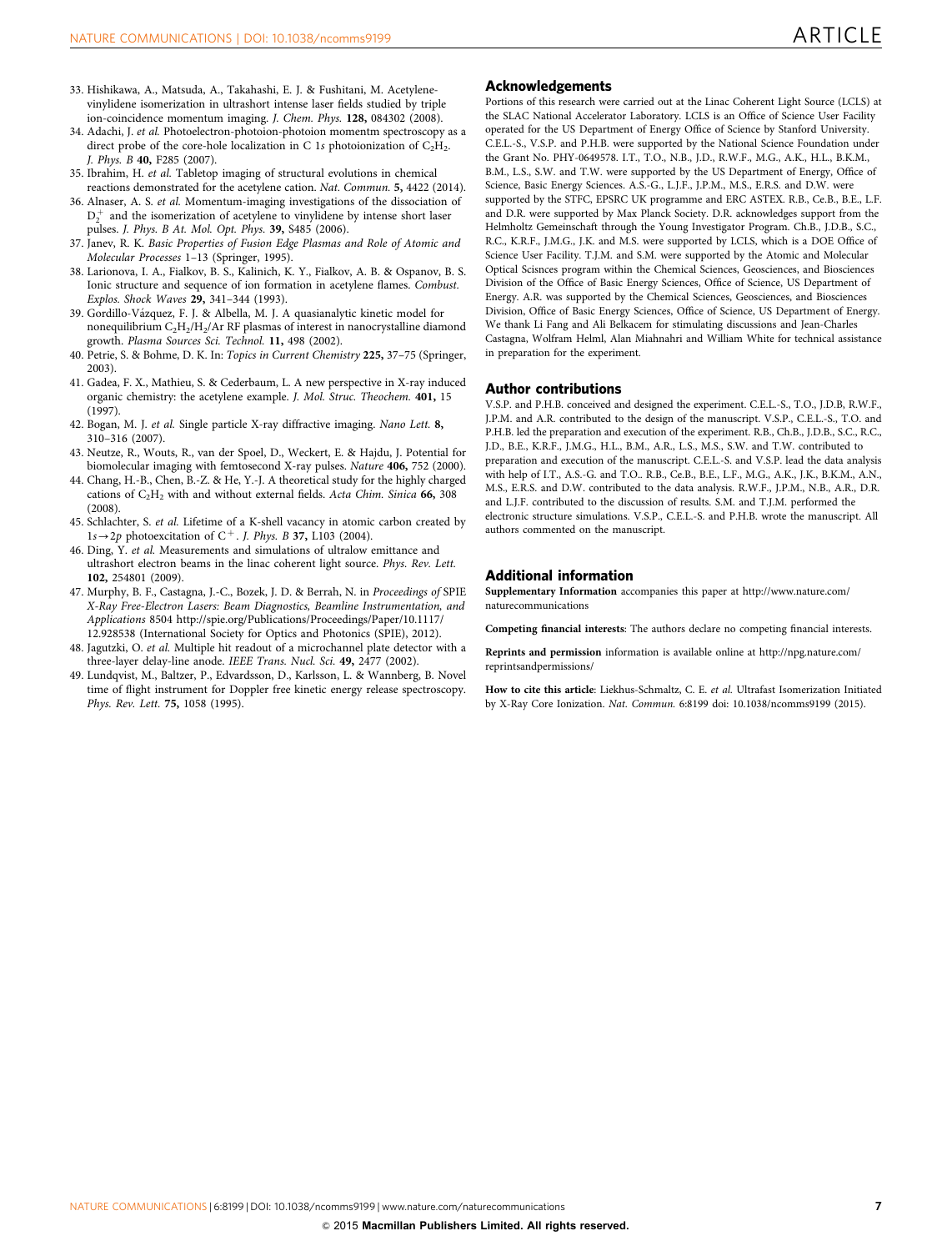33. Hishikawa, A., Matsuda, A., Takahashi, E. J. & Fushitani, M. Acetylene-vinylidene isomerization in ultrashort intense laser fields studied by triple ion-coincidence momentum imaging. *J. Chem. Phys.* **128,** 084302 (2008).
34. Adachi, J. *et al.* Photoelectron-photoion-photoion momentm spectroscopy as a direct probe of the core-hole localization in C 1*s* photoionization of $C_2H_2$. *J. Phys. B* **40,** F285 (2007).
35. Ibrahim, H. *et al.* Tabletop imaging of structural evolutions in chemical reactions demonstrated for the acetylene cation. *Nat. Commun.* **5,** 4422 (2014).
36. Alnaser, A. S. *et al.* Momentum-imaging investigations of the dissociation of $D_2^+$ and the isomerization of acetylene to vinylidene by intense short laser pulses. *J. Phys. B At. Mol. Opt. Phys.* **39,** S485 (2006).
37. Janev, R. K. *Basic Properties of Fusion Edge Plasmas and Role of Atomic and Molecular Processes* 1–13 (Springer, 1995).
38. Larionova, I. A., Fialkov, B. S., Kalinich, K. Y., Fialkov, A. B. & Ospanov, B. S. Ionic structure and sequence of ion formation in acetylene flames. *Combust. Explos. Shock Waves* **29,** 341–344 (1993).
39. Gordillo-Vázquez, F. J. & Albella, M. J. A quasianalytic kinetic model for nonequilibrium $C_2H_2/H_2/Ar$ RF plasmas of interest in nanocrystalline diamond growth. *Plasma Sources Sci. Technol.* **11,** 498 (2002).
40. Petrie, S. & Bohme, D. K. In: *Topics in Current Chemistry* **225,** 37–75 (Springer, 2003).
41. Gadea, F. X., Mathieu, S. & Cederbaum, L. A new perspective in X-ray induced organic chemistry: the acetylene example. *J. Mol. Struc. Theochem.* **401,** 15 (1997).
42. Bogan, M. J. *et al.* Single particle X-ray diffractive imaging. *Nano Lett.* **8,** 310–316 (2007).
43. Neutze, R., Wouts, R., van der Spoel, D., Weckert, E. & Hajdu, J. Potential for biomolecular imaging with femtosecond X-ray pulses. *Nature* **406,** 752 (2000).
44. Chang, H.-B., Chen, B.-Z. & He, Y.-J. A theoretical study for the highly charged cations of $C_2H_2$ with and without external fields. *Acta Chim. Sinica* **66,** 308 (2008).
45. Schlachter, S. *et al.* Lifetime of a K-shell vacancy in atomic carbon created by $1s \rightarrow 2p$ photoexcitation of $C^+$. *J. Phys. B* **37,** L103 (2004).
46. Ding, Y. *et al.* Measurements and simulations of ultralow emittance and ultrashort electron beams in the linac coherent light source. *Phys. Rev. Lett.* **102,** 254801 (2009).
47. Murphy, B. F., Castagna, J.-C., Bozek, J. D. & Berrah, N. in *Proceedings of SPIE X-Ray Free-Electron Lasers: Beam Diagnostics, Beamline Instrumentation, and Applications* 8504 http://spie.org/Publications/Proceedings/Paper/10.1117/12.928538 (International Society for Optics and Photonics (SPIE), 2012).
48. Jagutzki, O. *et al.* Multiple hit readout of a microchannel plate detector with a three-layer delay-line anode. *IEEE Trans. Nucl. Sci.* **49,** 2477 (2002).
49. Lundqvist, M., Baltzer, P., Edvardsson, D., Karlsson, L. & Wannberg, B. Novel time of flight instrument for Doppler free kinetic energy release spectroscopy. *Phys. Rev. Lett.* **75,** 1058 (1995).

## Acknowledgements

Portions of this research were carried out at the Linac Coherent Light Source (LCLS) at the SLAC National Accelerator Laboratory. LCLS is an Office of Science User Facility operated for the US Department of Energy Office of Science by Stanford University. C.E.L.-S., V.S.P. and P.H.B. were supported by the National Science Foundation under the Grant No. PHY-0649578. I.T., T.O., N.B., J.D., R.W.F., M.G., A.K., H.L., B.K.M., B.M., L.S., S.W. and T.W. were supported by the US Department of Energy, Office of Science, Basic Energy Sciences. A.S.-G., L.J.F., J.P.M., M.S., E.R.S. and D.W. were supported by the STFC, EPSRC UK programme and ERC ASTEX. R.B., Ce.B., B.E., L.F. and D.R. were supported by Max Planck Society. D.R. acknowledges support from the Helmholtz Gemeinschaft through the Young Investigator Program. Ch.B., J.D.B., S.C., R.C., K.R.F., J.M.G., J.K. and M.S. were supported by LCLS, which is a DOE Office of Science User Facility. T.J.M. and S.M. were supported by the Atomic and Molecular Optical Scisnces program within the Chemical Sciences, Geosciences, and Biosciences Division of the Office of Basic Energy Sciences, Office of Science, US Department of Energy. A.R. was supported by the Chemical Sciences, Geosciences, and Biosciences Division, Office of Basic Energy Sciences, Office of Science, US Department of Energy. We thank Li Fang and Ali Belkacem for stimulating discussions and Jean-Charles Castagna, Wolfram Helml, Alan Miahnahri and William White for technical assistance in preparation for the experiment.

## Author contributions

V.S.P. and P.H.B. conceived and designed the experiment. C.E.L.-S., T.O., J.D.B, R.W.F., J.P.M. and A.R. contributed to the design of the manuscript. V.S.P., C.E.L.-S., T.O. and P.H.B. led the preparation and execution of the experiment. R.B., Ch.B., J.D.B., S.C., R.C., J.D., B.E., K.R.F., J.M.G., H.L., B.M., A.R., L.S., M.S., S.W. and T.W. contributed to preparation and execution of the manuscript. C.E.L.-S. and V.S.P. lead the data analysis with help of I.T., A.S.-G. and T.O.. R.B., Ce.B., B.E., L.F., M.G., A.K., J.K., B.K.M., A.N., M.S., E.R.S. and D.W. contributed to the data analysis. R.W.F., J.P.M., N.B., A.R., D.R. and L.J.F. contributed to the discussion of results. S.M. and T.J.M. performed the electronic structure simulations. V.S.P., C.E.L.-S. and P.H.B. wrote the manuscript. All authors commented on the manuscript.

## Additional information

**Supplementary Information** accompanies this paper at http://www.nature.com/naturecommunications

**Competing financial interests**: The authors declare no competing financial interests.

**Reprints and permission** information is available online at http://npg.nature.com/reprintsandpermissions/

**How to cite this article**: Liekhus-Schmaltz, C. E. *et al.* Ultrafast Isomerization Initiated by X-Ray Core Ionization. *Nat. Commun.* 6:8199 doi: 10.1038/ncomms9199 (2015).